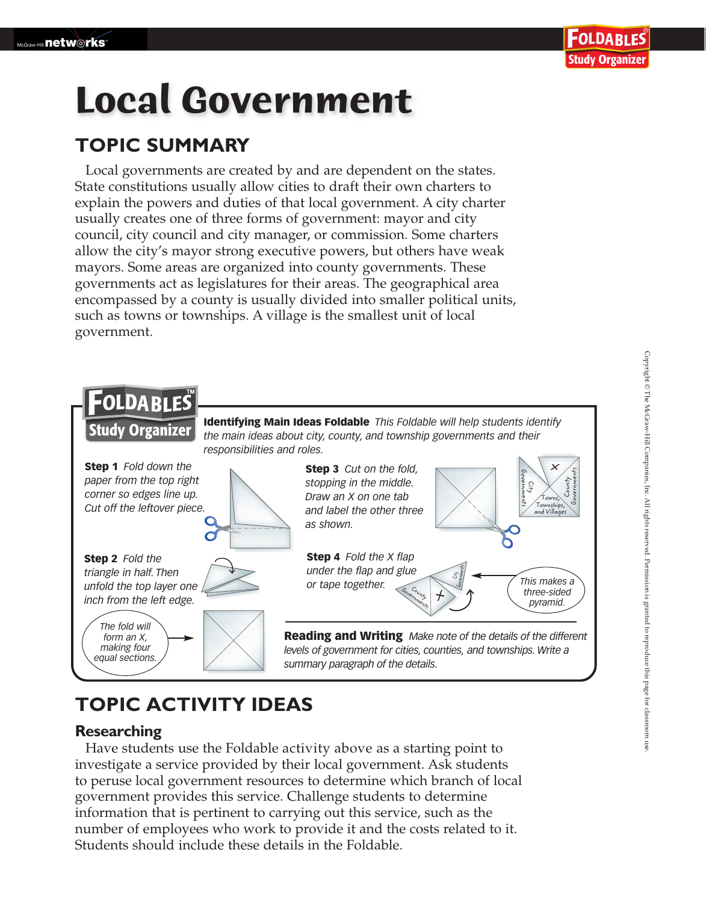# Local Government

## TOPIC SUMMARY

Local governments are created by and are dependent on the states. State constitutions usually allow cities to draft their own charters to explain the powers and duties of that local government. A city charter usually creates one of three forms of government: mayor and city council, city council and city manager, or commission. Some charters allow the city's mayor strong executive powers, but others have weak mayors. Some areas are organized into county governments. These governments act as legislatures for their areas. The geographical area encompassed by a county is usually divided into smaller political units, such as towns or townships. A village is the smallest unit of local government.

**FOLDABLES Study Organizer**

**Identifying Main Ideas Foldable** *This Foldable will help students identify the main ideas about city, county, and township governments and their responsibilities and roles.*

**Step 1** *Fold down the paper from the top right corner so edges line up. Cut off the leftover piece.*

**Step 2** *Fold the triangle in half. Then unfold the top layer one inch from the left edge.*

*The fold will form an X, making four equal sections.*

**Step 3** *Cut on the fold, stopping in the middle. Draw an X on one tab and label the other three as shown.*

City Governments | County Governments | Towns, Townships, and Villages

**Step 4** *Fold the X flap under the flap and glue or tape together.*

*This makes a three-sided pyramid.*

**Reading and Writing** *Make note of the details of the different levels of government for cities, counties, and townships. Write a summary paragraph of the details.*

## TOPIC ACTIVITY IDEAS

### Researching

Have students use the Foldable activity above as a starting point to investigate a service provided by their local government. Ask students to peruse local government resources to determine which branch of local government provides this service. Challenge students to determine information that is pertinent to carrying out this service, such as the number of employees who work to provide it and the costs related to it. Students should include these details in the Foldable.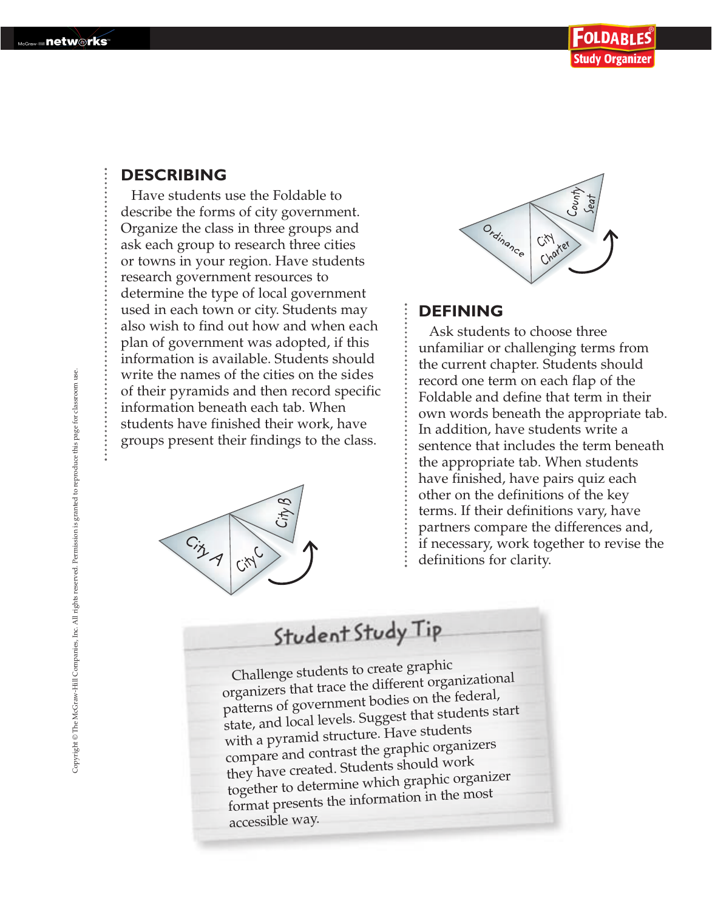## DESCRIBING

Have students use the Foldable to describe the forms of city government. Organize the class in three groups and ask each group to research three cities or towns in your region. Have students research government resources to determine the type of local government used in each town or city. Students may also wish to find out how and when each plan of government was adopted, if this information is available. Students should write the names of the cities on the sides of their pyramids and then record specific information beneath each tab. When students have finished their work, have groups present their findings to the class.

City A

City B

City C

Ordinance

County Seat

City Charter

## DEFINING

Ask students to choose three unfamiliar or challenging terms from the current chapter. Students should record one term on each flap of the Foldable and define that term in their own words beneath the appropriate tab. In addition, have students write a sentence that includes the term beneath the appropriate tab. When students have finished, have pairs quiz each other on the definitions of the key terms. If their definitions vary, have partners compare the differences and, if necessary, work together to revise the definitions for clarity.

## Student Study Tip

Challenge students to create graphic organizers that trace the different organizational patterns of government bodies on the federal, state, and local levels. Suggest that students start with a pyramid structure. Have students compare and contrast the graphic organizers they have created. Students should work together to determine which graphic organizer format presents the information in the most accessible way.